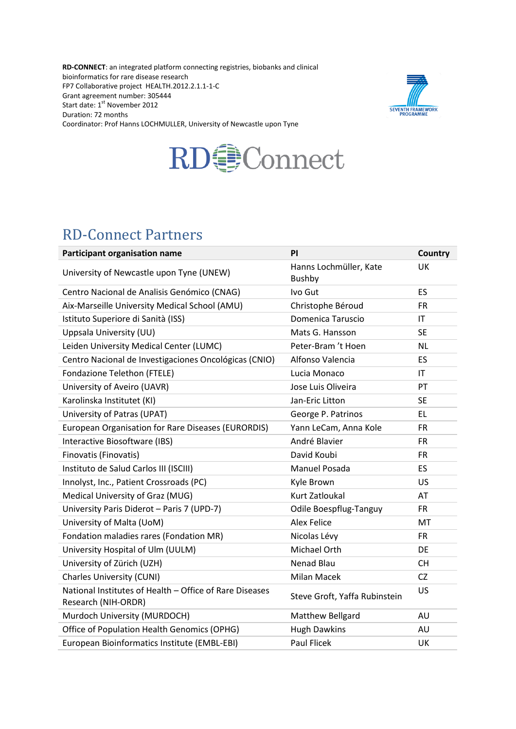**RD-CONNECT**: an integrated platform connecting registries, biobanks and clinical bioinformatics for rare disease research
FP7 Collaborative project HEALTH.2012.2.1.1-1-C
Grant agreement number: 305444
Start date: 1st November 2012
Duration: 72 months
Coordinator: Prof Hanns LOCHMULLER, University of Newcastle upon Tyne

# RD-Connect Partners

| Participant organisation name | PI | Country |
|---|---|---|
| University of Newcastle upon Tyne (UNEW) | Hanns Lochmüller, Kate Bushby | UK |
| Centro Nacional de Analisis Genómico (CNAG) | Ivo Gut | ES |
| Aix-Marseille University Medical School (AMU) | Christophe Béroud | FR |
| Istituto Superiore di Sanità (ISS) | Domenica Taruscio | IT |
| Uppsala University (UU) | Mats G. Hansson | SE |
| Leiden University Medical Center (LUMC) | Peter-Bram 't Hoen | NL |
| Centro Nacional de Investigaciones Oncológicas (CNIO) | Alfonso Valencia | ES |
| Fondazione Telethon (FTELE) | Lucia Monaco | IT |
| University of Aveiro (UAVR) | Jose Luis Oliveira | PT |
| Karolinska Institutet (KI) | Jan-Eric Litton | SE |
| University of Patras (UPAT) | George P. Patrinos | EL |
| European Organisation for Rare Diseases (EURORDIS) | Yann LeCam, Anna Kole | FR |
| Interactive Biosoftware (IBS) | André Blavier | FR |
| Finovatis (Finovatis) | David Koubi | FR |
| Instituto de Salud Carlos III (ISCIII) | Manuel Posada | ES |
| Innolyst, Inc., Patient Crossroads (PC) | Kyle Brown | US |
| Medical University of Graz (MUG) | Kurt Zatloukal | AT |
| University Paris Diderot – Paris 7 (UPD-7) | Odile Boespflug-Tanguy | FR |
| University of Malta (UoM) | Alex Felice | MT |
| Fondation maladies rares (Fondation MR) | Nicolas Lévy | FR |
| University Hospital of Ulm (UULM) | Michael Orth | DE |
| University of Zürich (UZH) | Nenad Blau | CH |
| Charles University (CUNI) | Milan Macek | CZ |
| National Institutes of Health – Office of Rare Diseases Research (NIH-ORDR) | Steve Groft, Yaffa Rubinstein | US |
| Murdoch University (MURDOCH) | Matthew Bellgard | AU |
| Office of Population Health Genomics (OPHG) | Hugh Dawkins | AU |
| European Bioinformatics Institute (EMBL-EBI) | Paul Flicek | UK |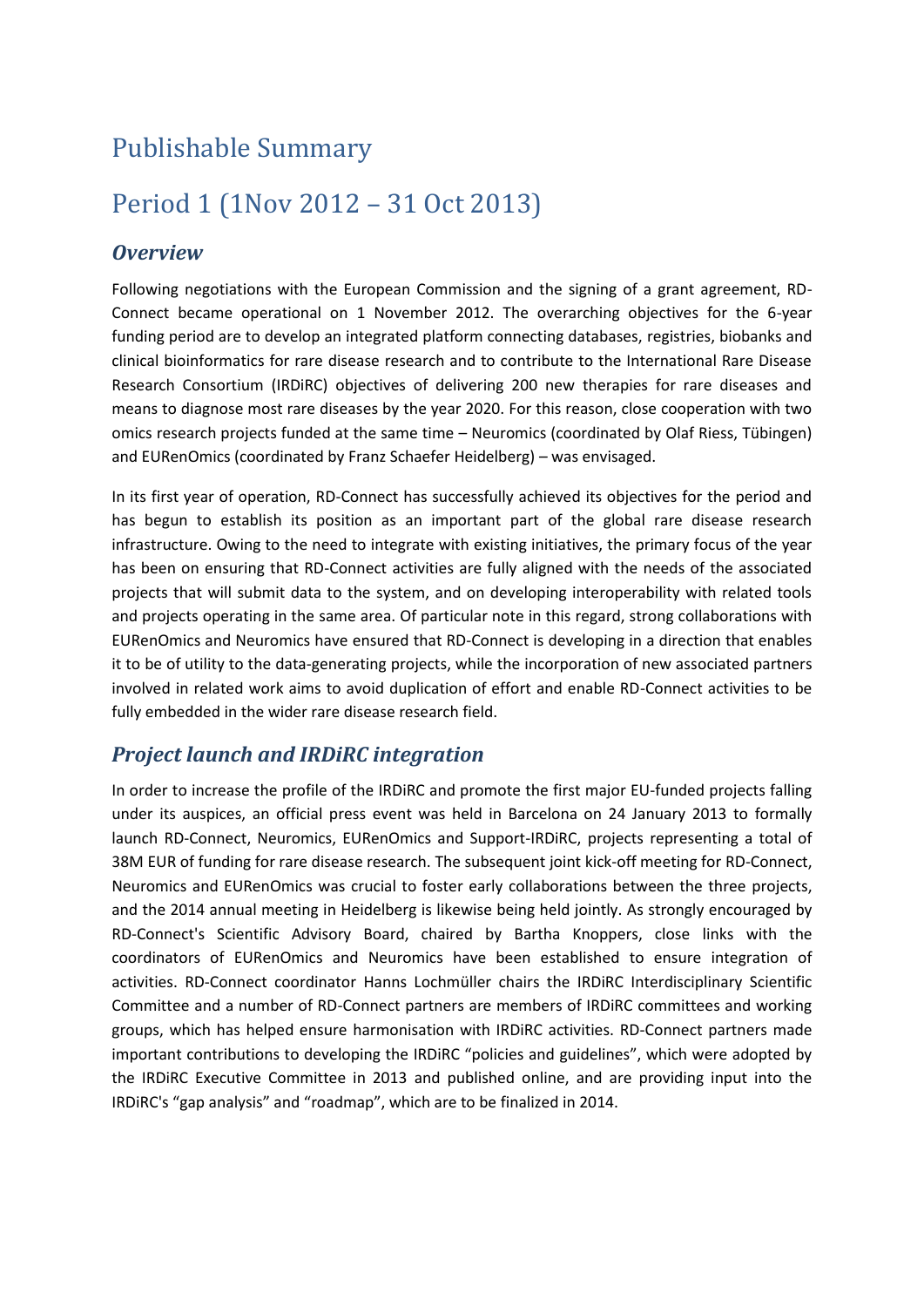# Publishable Summary

# Period 1 (1Nov 2012 – 31 Oct 2013)

## *Overview*

Following negotiations with the European Commission and the signing of a grant agreement, RD-Connect became operational on 1 November 2012. The overarching objectives for the 6-year funding period are to develop an integrated platform connecting databases, registries, biobanks and clinical bioinformatics for rare disease research and to contribute to the International Rare Disease Research Consortium (IRDiRC) objectives of delivering 200 new therapies for rare diseases and means to diagnose most rare diseases by the year 2020. For this reason, close cooperation with two omics research projects funded at the same time – Neuromics (coordinated by Olaf Riess, Tübingen) and EURenOmics (coordinated by Franz Schaefer Heidelberg) – was envisaged.

In its first year of operation, RD-Connect has successfully achieved its objectives for the period and has begun to establish its position as an important part of the global rare disease research infrastructure. Owing to the need to integrate with existing initiatives, the primary focus of the year has been on ensuring that RD-Connect activities are fully aligned with the needs of the associated projects that will submit data to the system, and on developing interoperability with related tools and projects operating in the same area. Of particular note in this regard, strong collaborations with EURenOmics and Neuromics have ensured that RD-Connect is developing in a direction that enables it to be of utility to the data-generating projects, while the incorporation of new associated partners involved in related work aims to avoid duplication of effort and enable RD-Connect activities to be fully embedded in the wider rare disease research field.

## *Project launch and IRDiRC integration*

In order to increase the profile of the IRDiRC and promote the first major EU-funded projects falling under its auspices, an official press event was held in Barcelona on 24 January 2013 to formally launch RD-Connect, Neuromics, EURenOmics and Support-IRDiRC, projects representing a total of 38M EUR of funding for rare disease research. The subsequent joint kick-off meeting for RD-Connect, Neuromics and EURenOmics was crucial to foster early collaborations between the three projects, and the 2014 annual meeting in Heidelberg is likewise being held jointly. As strongly encouraged by RD-Connect's Scientific Advisory Board, chaired by Bartha Knoppers, close links with the coordinators of EURenOmics and Neuromics have been established to ensure integration of activities. RD-Connect coordinator Hanns Lochmüller chairs the IRDiRC Interdisciplinary Scientific Committee and a number of RD-Connect partners are members of IRDiRC committees and working groups, which has helped ensure harmonisation with IRDiRC activities. RD-Connect partners made important contributions to developing the IRDiRC "policies and guidelines", which were adopted by the IRDiRC Executive Committee in 2013 and published online, and are providing input into the IRDiRC's "gap analysis" and "roadmap", which are to be finalized in 2014.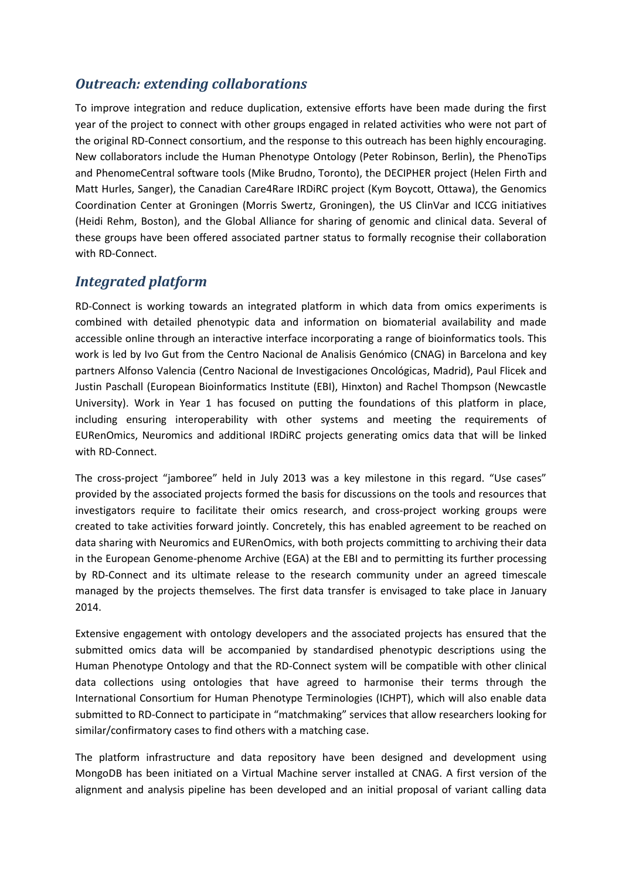## *Outreach: extending collaborations*

To improve integration and reduce duplication, extensive efforts have been made during the first year of the project to connect with other groups engaged in related activities who were not part of the original RD-Connect consortium, and the response to this outreach has been highly encouraging. New collaborators include the Human Phenotype Ontology (Peter Robinson, Berlin), the PhenoTips and PhenomeCentral software tools (Mike Brudno, Toronto), the DECIPHER project (Helen Firth and Matt Hurles, Sanger), the Canadian Care4Rare IRDiRC project (Kym Boycott, Ottawa), the Genomics Coordination Center at Groningen (Morris Swertz, Groningen), the US ClinVar and ICCG initiatives (Heidi Rehm, Boston), and the Global Alliance for sharing of genomic and clinical data. Several of these groups have been offered associated partner status to formally recognise their collaboration with RD-Connect.

## *Integrated platform*

RD-Connect is working towards an integrated platform in which data from omics experiments is combined with detailed phenotypic data and information on biomaterial availability and made accessible online through an interactive interface incorporating a range of bioinformatics tools. This work is led by Ivo Gut from the Centro Nacional de Analisis Genómico (CNAG) in Barcelona and key partners Alfonso Valencia (Centro Nacional de Investigaciones Oncológicas, Madrid), Paul Flicek and Justin Paschall (European Bioinformatics Institute (EBI), Hinxton) and Rachel Thompson (Newcastle University). Work in Year 1 has focused on putting the foundations of this platform in place, including ensuring interoperability with other systems and meeting the requirements of EURenOmics, Neuromics and additional IRDiRC projects generating omics data that will be linked with RD-Connect.

The cross-project "jamboree" held in July 2013 was a key milestone in this regard. "Use cases" provided by the associated projects formed the basis for discussions on the tools and resources that investigators require to facilitate their omics research, and cross-project working groups were created to take activities forward jointly. Concretely, this has enabled agreement to be reached on data sharing with Neuromics and EURenOmics, with both projects committing to archiving their data in the European Genome-phenome Archive (EGA) at the EBI and to permitting its further processing by RD-Connect and its ultimate release to the research community under an agreed timescale managed by the projects themselves. The first data transfer is envisaged to take place in January 2014.

Extensive engagement with ontology developers and the associated projects has ensured that the submitted omics data will be accompanied by standardised phenotypic descriptions using the Human Phenotype Ontology and that the RD-Connect system will be compatible with other clinical data collections using ontologies that have agreed to harmonise their terms through the International Consortium for Human Phenotype Terminologies (ICHPT), which will also enable data submitted to RD-Connect to participate in "matchmaking" services that allow researchers looking for similar/confirmatory cases to find others with a matching case.

The platform infrastructure and data repository have been designed and development using MongoDB has been initiated on a Virtual Machine server installed at CNAG. A first version of the alignment and analysis pipeline has been developed and an initial proposal of variant calling data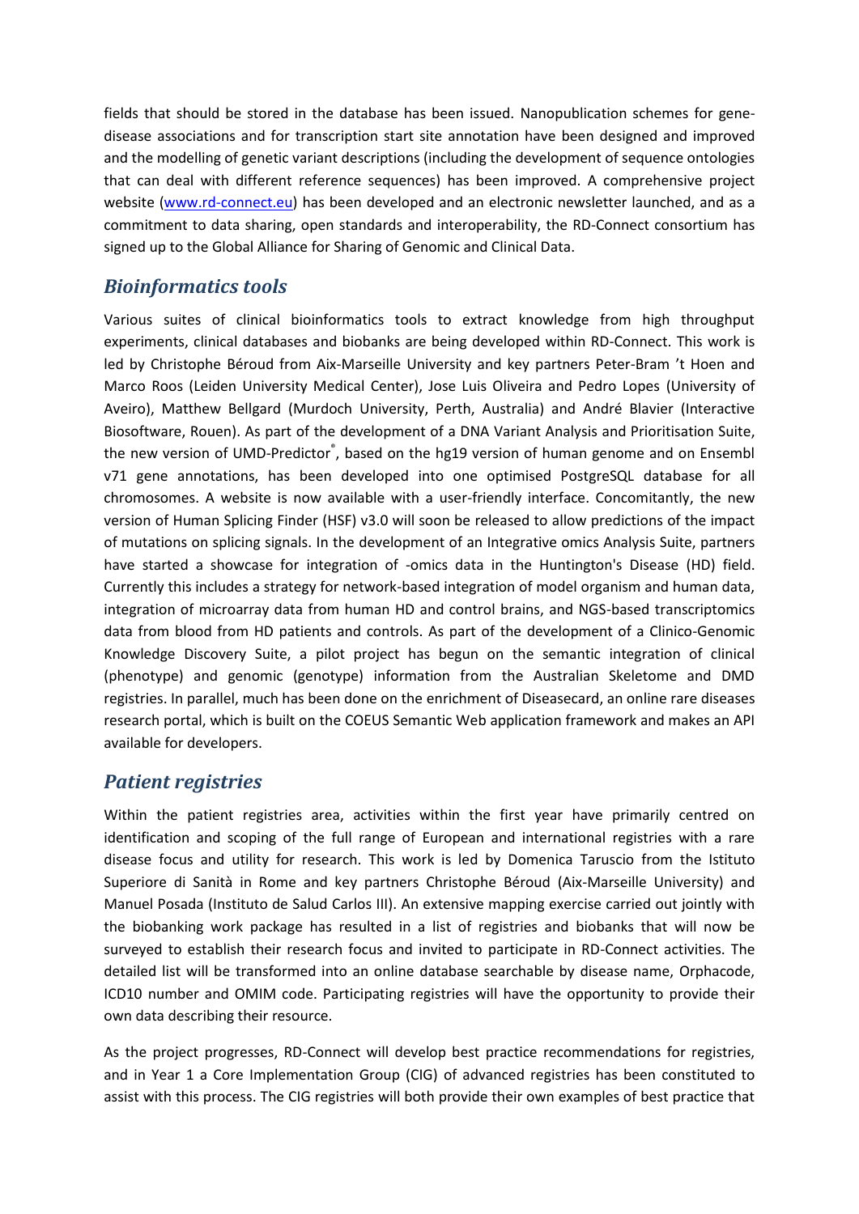fields that should be stored in the database has been issued. Nanopublication schemes for gene-disease associations and for transcription start site annotation have been designed and improved and the modelling of genetic variant descriptions (including the development of sequence ontologies that can deal with different reference sequences) has been improved. A comprehensive project website ([www.rd-connect.eu](www.rd-connect.eu)) has been developed and an electronic newsletter launched, and as a commitment to data sharing, open standards and interoperability, the RD-Connect consortium has signed up to the Global Alliance for Sharing of Genomic and Clinical Data.

## *Bioinformatics tools*

Various suites of clinical bioinformatics tools to extract knowledge from high throughput experiments, clinical databases and biobanks are being developed within RD-Connect. This work is led by Christophe Béroud from Aix-Marseille University and key partners Peter-Bram 't Hoen and Marco Roos (Leiden University Medical Center), Jose Luis Oliveira and Pedro Lopes (University of Aveiro), Matthew Bellgard (Murdoch University, Perth, Australia) and André Blavier (Interactive Biosoftware, Rouen). As part of the development of a DNA Variant Analysis and Prioritisation Suite, the new version of UMD-Predictor®, based on the hg19 version of human genome and on Ensembl v71 gene annotations, has been developed into one optimised PostgreSQL database for all chromosomes. A website is now available with a user-friendly interface. Concomitantly, the new version of Human Splicing Finder (HSF) v3.0 will soon be released to allow predictions of the impact of mutations on splicing signals. In the development of an Integrative omics Analysis Suite, partners have started a showcase for integration of -omics data in the Huntington's Disease (HD) field. Currently this includes a strategy for network-based integration of model organism and human data, integration of microarray data from human HD and control brains, and NGS-based transcriptomics data from blood from HD patients and controls. As part of the development of a Clinico-Genomic Knowledge Discovery Suite, a pilot project has begun on the semantic integration of clinical (phenotype) and genomic (genotype) information from the Australian Skeletome and DMD registries. In parallel, much has been done on the enrichment of Diseasecard, an online rare diseases research portal, which is built on the COEUS Semantic Web application framework and makes an API available for developers.

## *Patient registries*

Within the patient registries area, activities within the first year have primarily centred on identification and scoping of the full range of European and international registries with a rare disease focus and utility for research. This work is led by Domenica Taruscio from the Istituto Superiore di Sanità in Rome and key partners Christophe Béroud (Aix-Marseille University) and Manuel Posada (Instituto de Salud Carlos III). An extensive mapping exercise carried out jointly with the biobanking work package has resulted in a list of registries and biobanks that will now be surveyed to establish their research focus and invited to participate in RD-Connect activities. The detailed list will be transformed into an online database searchable by disease name, Orphacode, ICD10 number and OMIM code. Participating registries will have the opportunity to provide their own data describing their resource.

As the project progresses, RD-Connect will develop best practice recommendations for registries, and in Year 1 a Core Implementation Group (CIG) of advanced registries has been constituted to assist with this process. The CIG registries will both provide their own examples of best practice that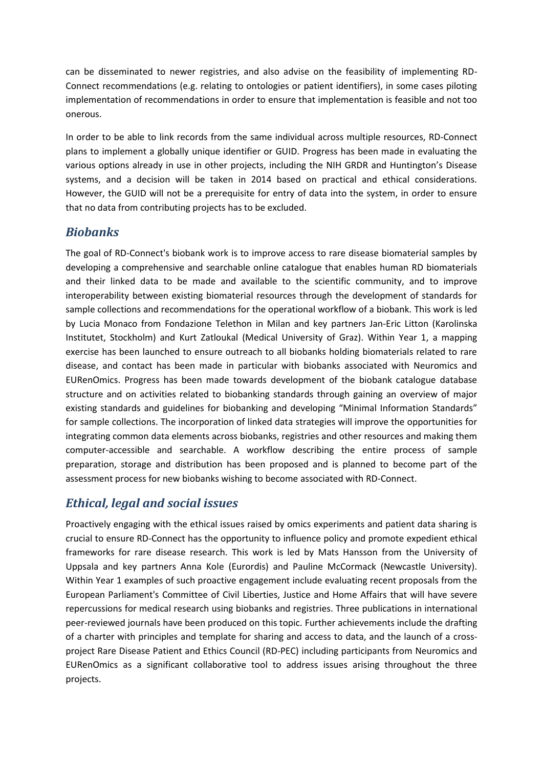can be disseminated to newer registries, and also advise on the feasibility of implementing RD-Connect recommendations (e.g. relating to ontologies or patient identifiers), in some cases piloting implementation of recommendations in order to ensure that implementation is feasible and not too onerous.

In order to be able to link records from the same individual across multiple resources, RD-Connect plans to implement a globally unique identifier or GUID. Progress has been made in evaluating the various options already in use in other projects, including the NIH GRDR and Huntington's Disease systems, and a decision will be taken in 2014 based on practical and ethical considerations. However, the GUID will not be a prerequisite for entry of data into the system, in order to ensure that no data from contributing projects has to be excluded.

## *Biobanks*

The goal of RD-Connect's biobank work is to improve access to rare disease biomaterial samples by developing a comprehensive and searchable online catalogue that enables human RD biomaterials and their linked data to be made and available to the scientific community, and to improve interoperability between existing biomaterial resources through the development of standards for sample collections and recommendations for the operational workflow of a biobank. This work is led by Lucia Monaco from Fondazione Telethon in Milan and key partners Jan-Eric Litton (Karolinska Institutet, Stockholm) and Kurt Zatloukal (Medical University of Graz). Within Year 1, a mapping exercise has been launched to ensure outreach to all biobanks holding biomaterials related to rare disease, and contact has been made in particular with biobanks associated with Neuromics and EURenOmics. Progress has been made towards development of the biobank catalogue database structure and on activities related to biobanking standards through gaining an overview of major existing standards and guidelines for biobanking and developing "Minimal Information Standards" for sample collections. The incorporation of linked data strategies will improve the opportunities for integrating common data elements across biobanks, registries and other resources and making them computer-accessible and searchable. A workflow describing the entire process of sample preparation, storage and distribution has been proposed and is planned to become part of the assessment process for new biobanks wishing to become associated with RD-Connect.

## *Ethical, legal and social issues*

Proactively engaging with the ethical issues raised by omics experiments and patient data sharing is crucial to ensure RD-Connect has the opportunity to influence policy and promote expedient ethical frameworks for rare disease research. This work is led by Mats Hansson from the University of Uppsala and key partners Anna Kole (Eurordis) and Pauline McCormack (Newcastle University). Within Year 1 examples of such proactive engagement include evaluating recent proposals from the European Parliament's Committee of Civil Liberties, Justice and Home Affairs that will have severe repercussions for medical research using biobanks and registries. Three publications in international peer-reviewed journals have been produced on this topic. Further achievements include the drafting of a charter with principles and template for sharing and access to data, and the launch of a cross-project Rare Disease Patient and Ethics Council (RD-PEC) including participants from Neuromics and EURenOmics as a significant collaborative tool to address issues arising throughout the three projects.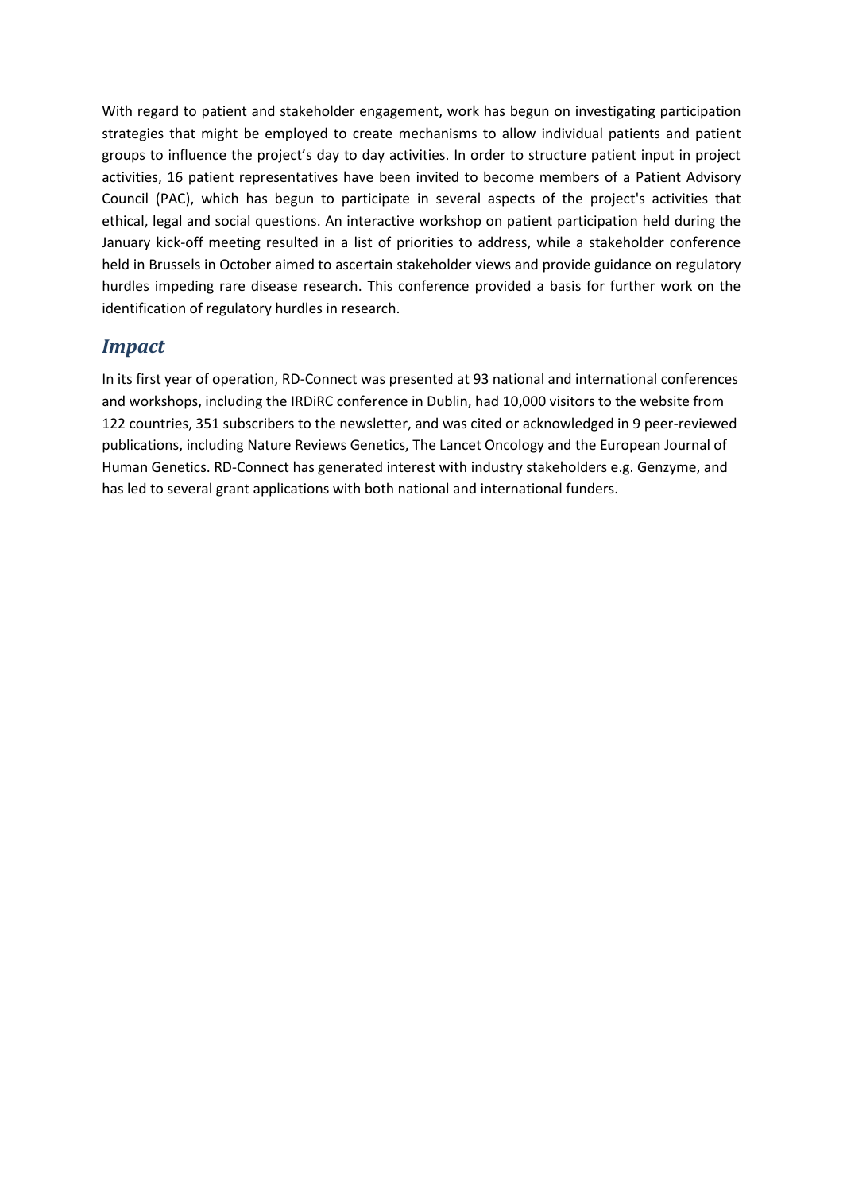With regard to patient and stakeholder engagement, work has begun on investigating participation strategies that might be employed to create mechanisms to allow individual patients and patient groups to influence the project's day to day activities. In order to structure patient input in project activities, 16 patient representatives have been invited to become members of a Patient Advisory Council (PAC), which has begun to participate in several aspects of the project's activities that ethical, legal and social questions. An interactive workshop on patient participation held during the January kick-off meeting resulted in a list of priorities to address, while a stakeholder conference held in Brussels in October aimed to ascertain stakeholder views and provide guidance on regulatory hurdles impeding rare disease research. This conference provided a basis for further work on the identification of regulatory hurdles in research.

## *Impact*

In its first year of operation, RD-Connect was presented at 93 national and international conferences and workshops, including the IRDiRC conference in Dublin, had 10,000 visitors to the website from 122 countries, 351 subscribers to the newsletter, and was cited or acknowledged in 9 peer-reviewed publications, including Nature Reviews Genetics, The Lancet Oncology and the European Journal of Human Genetics. RD-Connect has generated interest with industry stakeholders e.g. Genzyme, and has led to several grant applications with both national and international funders.